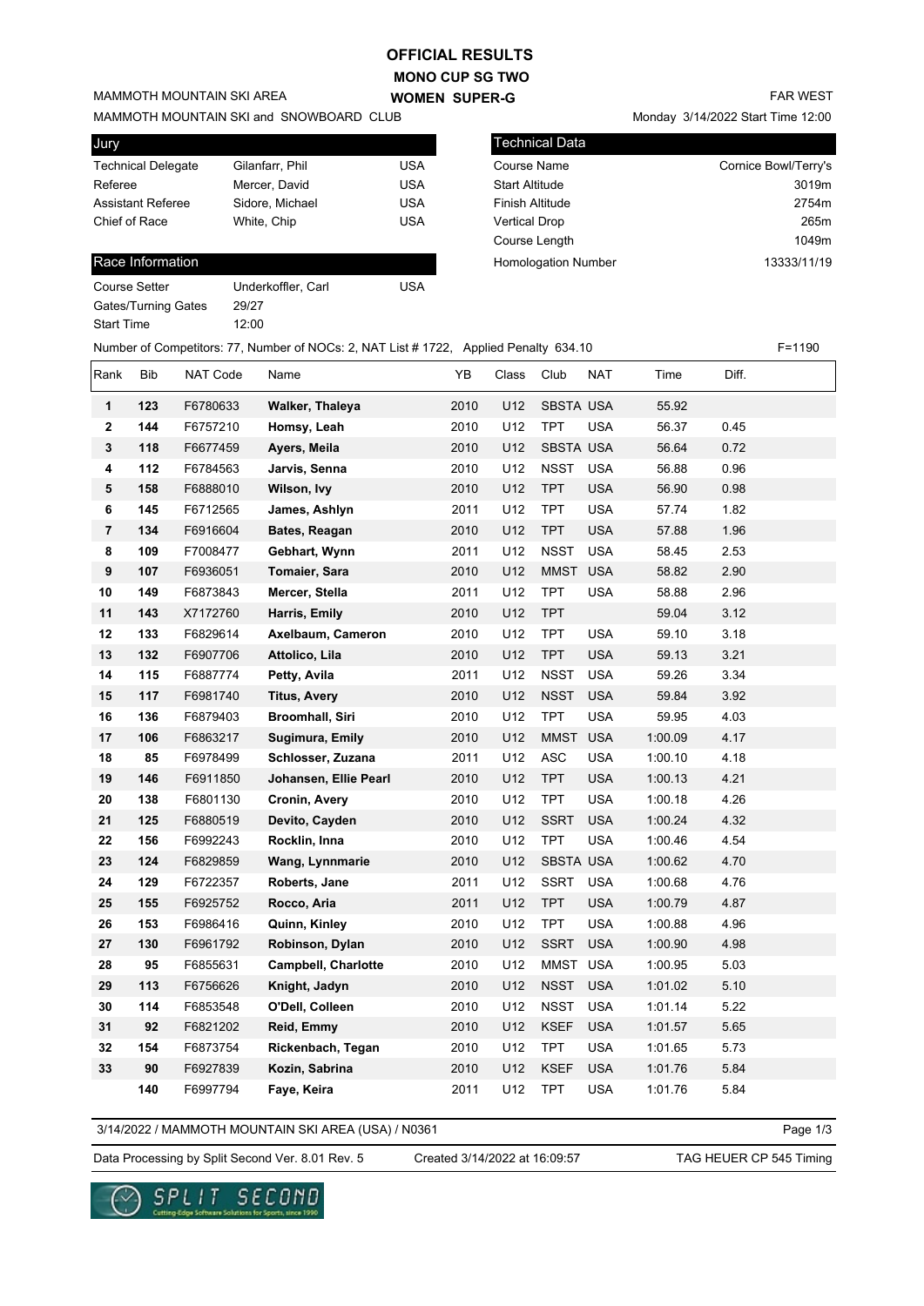# OFFICIAL RESULTS

## MONO CUP SG TWO

## WOMEN SUPER-G

MAMMOTH MOUNTAIN SKI AREA

MAMMOTH MOUNTAIN SKI and SNOWBOARD CLUB

FAR WEST

Monday 3/14/2022 Start Time 12:00

| Jury | | |
|---|---|---|
| Technical Delegate | Gilanfarr, Phil | USA |
| Referee | Mercer, David | USA |
| Assistant Referee | Sidore, Michael | USA |
| Chief of Race | White, Chip | USA |

| Technical Data | |
|---|---|
| Course Name | Cornice Bowl/Terry's |
| Start Altitude | 3019m |
| Finish Altitude | 2754m |
| Vertical Drop | 265m |
| Course Length | 1049m |
| Homologation Number | 13333/11/19 |

| Race Information | | |
|---|---|---|
| Course Setter | Underkoffler, Carl | USA |
| Gates/Turning Gates | 29/27 | |
| Start Time | 12:00 | |

Number of Competitors: 77, Number of NOCs: 2, NAT List # 1722, Applied Penalty 634.10 F=1190

| Rank | Bib | NAT Code | Name | YB | Class | Club | NAT | Time | Diff. |
|---|---|---|---|---|---|---|---|---|---|
| 1 | 123 | F6780633 | **Walker, Thaleya** | 2010 | U12 | SBSTA | USA | 55.92 | |
| 2 | 144 | F6757210 | **Homsy, Leah** | 2010 | U12 | TPT | USA | 56.37 | 0.45 |
| 3 | 118 | F6677459 | **Ayers, Meila** | 2010 | U12 | SBSTA | USA | 56.64 | 0.72 |
| 4 | 112 | F6784563 | **Jarvis, Senna** | 2010 | U12 | NSST | USA | 56.88 | 0.96 |
| 5 | 158 | F6888010 | **Wilson, Ivy** | 2010 | U12 | TPT | USA | 56.90 | 0.98 |
| 6 | 145 | F6712565 | **James, Ashlyn** | 2011 | U12 | TPT | USA | 57.74 | 1.82 |
| 7 | 134 | F6916604 | **Bates, Reagan** | 2010 | U12 | TPT | USA | 57.88 | 1.96 |
| 8 | 109 | F7008477 | **Gebhart, Wynn** | 2011 | U12 | NSST | USA | 58.45 | 2.53 |
| 9 | 107 | F6936051 | **Tomaier, Sara** | 2010 | U12 | MMST | USA | 58.82 | 2.90 |
| 10 | 149 | F6873843 | **Mercer, Stella** | 2011 | U12 | TPT | USA | 58.88 | 2.96 |
| 11 | 143 | X7172760 | **Harris, Emily** | 2010 | U12 | TPT | | 59.04 | 3.12 |
| 12 | 133 | F6829614 | **Axelbaum, Cameron** | 2010 | U12 | TPT | USA | 59.10 | 3.18 |
| 13 | 132 | F6907706 | **Attolico, Lila** | 2010 | U12 | TPT | USA | 59.13 | 3.21 |
| 14 | 115 | F6887774 | **Petty, Avila** | 2011 | U12 | NSST | USA | 59.26 | 3.34 |
| 15 | 117 | F6981740 | **Titus, Avery** | 2010 | U12 | NSST | USA | 59.84 | 3.92 |
| 16 | 136 | F6879403 | **Broomhall, Siri** | 2010 | U12 | TPT | USA | 59.95 | 4.03 |
| 17 | 106 | F6863217 | **Sugimura, Emily** | 2010 | U12 | MMST | USA | 1:00.09 | 4.17 |
| 18 | 85 | F6978499 | **Schlosser, Zuzana** | 2011 | U12 | ASC | USA | 1:00.10 | 4.18 |
| 19 | 146 | F6911850 | **Johansen, Ellie Pearl** | 2010 | U12 | TPT | USA | 1:00.13 | 4.21 |
| 20 | 138 | F6801130 | **Cronin, Avery** | 2010 | U12 | TPT | USA | 1:00.18 | 4.26 |
| 21 | 125 | F6880519 | **Devito, Cayden** | 2010 | U12 | SSRT | USA | 1:00.24 | 4.32 |
| 22 | 156 | F6992243 | **Rocklin, Inna** | 2010 | U12 | TPT | USA | 1:00.46 | 4.54 |
| 23 | 124 | F6829859 | **Wang, Lynnmarie** | 2010 | U12 | SBSTA | USA | 1:00.62 | 4.70 |
| 24 | 129 | F6722357 | **Roberts, Jane** | 2011 | U12 | SSRT | USA | 1:00.68 | 4.76 |
| 25 | 155 | F6925752 | **Rocco, Aria** | 2011 | U12 | TPT | USA | 1:00.79 | 4.87 |
| 26 | 153 | F6986416 | **Quinn, Kinley** | 2010 | U12 | TPT | USA | 1:00.88 | 4.96 |
| 27 | 130 | F6961792 | **Robinson, Dylan** | 2010 | U12 | SSRT | USA | 1:00.90 | 4.98 |
| 28 | 95 | F6855631 | **Campbell, Charlotte** | 2010 | U12 | MMST | USA | 1:00.95 | 5.03 |
| 29 | 113 | F6756626 | **Knight, Jadyn** | 2010 | U12 | NSST | USA | 1:01.02 | 5.10 |
| 30 | 114 | F6853548 | **O'Dell, Colleen** | 2010 | U12 | NSST | USA | 1:01.14 | 5.22 |
| 31 | 92 | F6821202 | **Reid, Emmy** | 2010 | U12 | KSEF | USA | 1:01.57 | 5.65 |
| 32 | 154 | F6873754 | **Rickenbach, Tegan** | 2010 | U12 | TPT | USA | 1:01.65 | 5.73 |
| 33 | 90 | F6927839 | **Kozin, Sabrina** | 2010 | U12 | KSEF | USA | 1:01.76 | 5.84 |
| | 140 | F6997794 | **Faye, Keira** | 2011 | U12 | TPT | USA | 1:01.76 | 5.84 |

3/14/2022 / MAMMOTH MOUNTAIN SKI AREA (USA) / N0361

Data Processing by Split Second Ver. 8.01 Rev. 5 Created 3/14/2022 at 16:09:57 TAG HEUER CP 545 Timing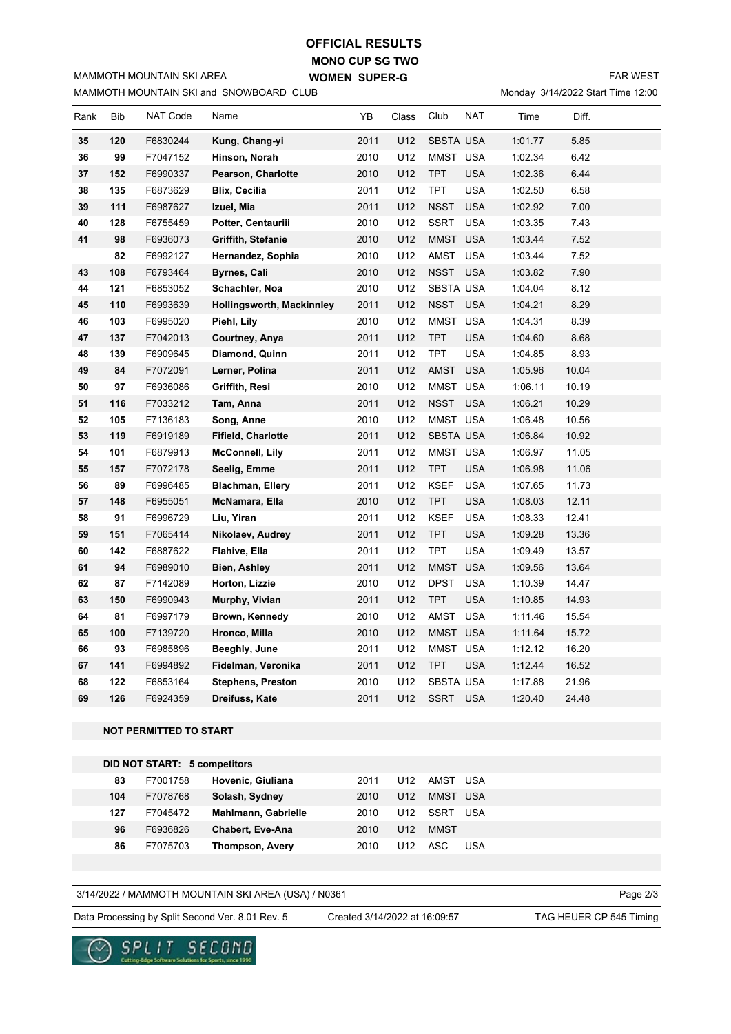# OFFICIAL RESULTS

## MONO CUP SG TWO

## WOMEN SUPER-G

MAMMOTH MOUNTAIN SKI AREA

MAMMOTH MOUNTAIN SKI and SNOWBOARD CLUB

FAR WEST

Monday 3/14/2022 Start Time 12:00

| Rank | Bib | NAT Code | Name | YB | Class | Club | NAT | Time | Diff. |
|---|---|---|---|---|---|---|---|---|---|
| 35 | 120 | F6830244 | Kung, Chang-yi | 2011 | U12 | SBSTA | USA | 1:01.77 | 5.85 |
| 36 | 99 | F7047152 | Hinson, Norah | 2010 | U12 | MMST | USA | 1:02.34 | 6.42 |
| 37 | 152 | F6990337 | Pearson, Charlotte | 2010 | U12 | TPT | USA | 1:02.36 | 6.44 |
| 38 | 135 | F6873629 | Blix, Cecilia | 2011 | U12 | TPT | USA | 1:02.50 | 6.58 |
| 39 | 111 | F6987627 | Izuel, Mia | 2011 | U12 | NSST | USA | 1:02.92 | 7.00 |
| 40 | 128 | F6755459 | Potter, Centauriii | 2010 | U12 | SSRT | USA | 1:03.35 | 7.43 |
| 41 | 98 | F6936073 | Griffith, Stefanie | 2010 | U12 | MMST | USA | 1:03.44 | 7.52 |
| | 82 | F6992127 | Hernandez, Sophia | 2010 | U12 | AMST | USA | 1:03.44 | 7.52 |
| 43 | 108 | F6793464 | Byrnes, Cali | 2010 | U12 | NSST | USA | 1:03.82 | 7.90 |
| 44 | 121 | F6853052 | Schachter, Noa | 2010 | U12 | SBSTA | USA | 1:04.04 | 8.12 |
| 45 | 110 | F6993639 | Hollingsworth, Mackinnley | 2011 | U12 | NSST | USA | 1:04.21 | 8.29 |
| 46 | 103 | F6995020 | Piehl, Lily | 2010 | U12 | MMST | USA | 1:04.31 | 8.39 |
| 47 | 137 | F7042013 | Courtney, Anya | 2011 | U12 | TPT | USA | 1:04.60 | 8.68 |
| 48 | 139 | F6909645 | Diamond, Quinn | 2011 | U12 | TPT | USA | 1:04.85 | 8.93 |
| 49 | 84 | F7072091 | Lerner, Polina | 2011 | U12 | AMST | USA | 1:05.96 | 10.04 |
| 50 | 97 | F6936086 | Griffith, Resi | 2010 | U12 | MMST | USA | 1:06.11 | 10.19 |
| 51 | 116 | F7033212 | Tam, Anna | 2011 | U12 | NSST | USA | 1:06.21 | 10.29 |
| 52 | 105 | F7136183 | Song, Anne | 2010 | U12 | MMST | USA | 1:06.48 | 10.56 |
| 53 | 119 | F6919189 | Fifield, Charlotte | 2011 | U12 | SBSTA | USA | 1:06.84 | 10.92 |
| 54 | 101 | F6879913 | McConnell, Lily | 2011 | U12 | MMST | USA | 1:06.97 | 11.05 |
| 55 | 157 | F7072178 | Seelig, Emme | 2011 | U12 | TPT | USA | 1:06.98 | 11.06 |
| 56 | 89 | F6996485 | Blachman, Ellery | 2011 | U12 | KSEF | USA | 1:07.65 | 11.73 |
| 57 | 148 | F6955051 | McNamara, Ella | 2010 | U12 | TPT | USA | 1:08.03 | 12.11 |
| 58 | 91 | F6996729 | Liu, Yiran | 2011 | U12 | KSEF | USA | 1:08.33 | 12.41 |
| 59 | 151 | F7065414 | Nikolaev, Audrey | 2011 | U12 | TPT | USA | 1:09.28 | 13.36 |
| 60 | 142 | F6887622 | Flahive, Ella | 2011 | U12 | TPT | USA | 1:09.49 | 13.57 |
| 61 | 94 | F6989010 | Bien, Ashley | 2011 | U12 | MMST | USA | 1:09.56 | 13.64 |
| 62 | 87 | F7142089 | Horton, Lizzie | 2010 | U12 | DPST | USA | 1:10.39 | 14.47 |
| 63 | 150 | F6990943 | Murphy, Vivian | 2011 | U12 | TPT | USA | 1:10.85 | 14.93 |
| 64 | 81 | F6997179 | Brown, Kennedy | 2010 | U12 | AMST | USA | 1:11.46 | 15.54 |
| 65 | 100 | F7139720 | Hronco, Milla | 2010 | U12 | MMST | USA | 1:11.64 | 15.72 |
| 66 | 93 | F6985896 | Beeghly, June | 2011 | U12 | MMST | USA | 1:12.12 | 16.20 |
| 67 | 141 | F6994892 | Fidelman, Veronika | 2011 | U12 | TPT | USA | 1:12.44 | 16.52 |
| 68 | 122 | F6853164 | Stephens, Preston | 2010 | U12 | SBSTA | USA | 1:17.88 | 21.96 |
| 69 | 126 | F6924359 | Dreifuss, Kate | 2011 | U12 | SSRT | USA | 1:20.40 | 24.48 |

**NOT PERMITTED TO START**

**DID NOT START: 5 competitors**

| Bib | NAT Code | Name | YB | Class | Club | NAT |
|---|---|---|---|---|---|---|
| 83 | F7001758 | Hovenic, Giuliana | 2011 | U12 | AMST | USA |
| 104 | F7078768 | Solash, Sydney | 2010 | U12 | MMST | USA |
| 127 | F7045472 | Mahlmann, Gabrielle | 2010 | U12 | SSRT | USA |
| 96 | F6936826 | Chabert, Eve-Ana | 2010 | U12 | MMST | |
| 86 | F7075703 | Thompson, Avery | 2010 | U12 | ASC | USA |

3/14/2022 / MAMMOTH MOUNTAIN SKI AREA (USA) / N0361

Data Processing by Split Second Ver. 8.01 Rev. 5 | Created 3/14/2022 at 16:09:57 | TAG HEUER CP 545 Timing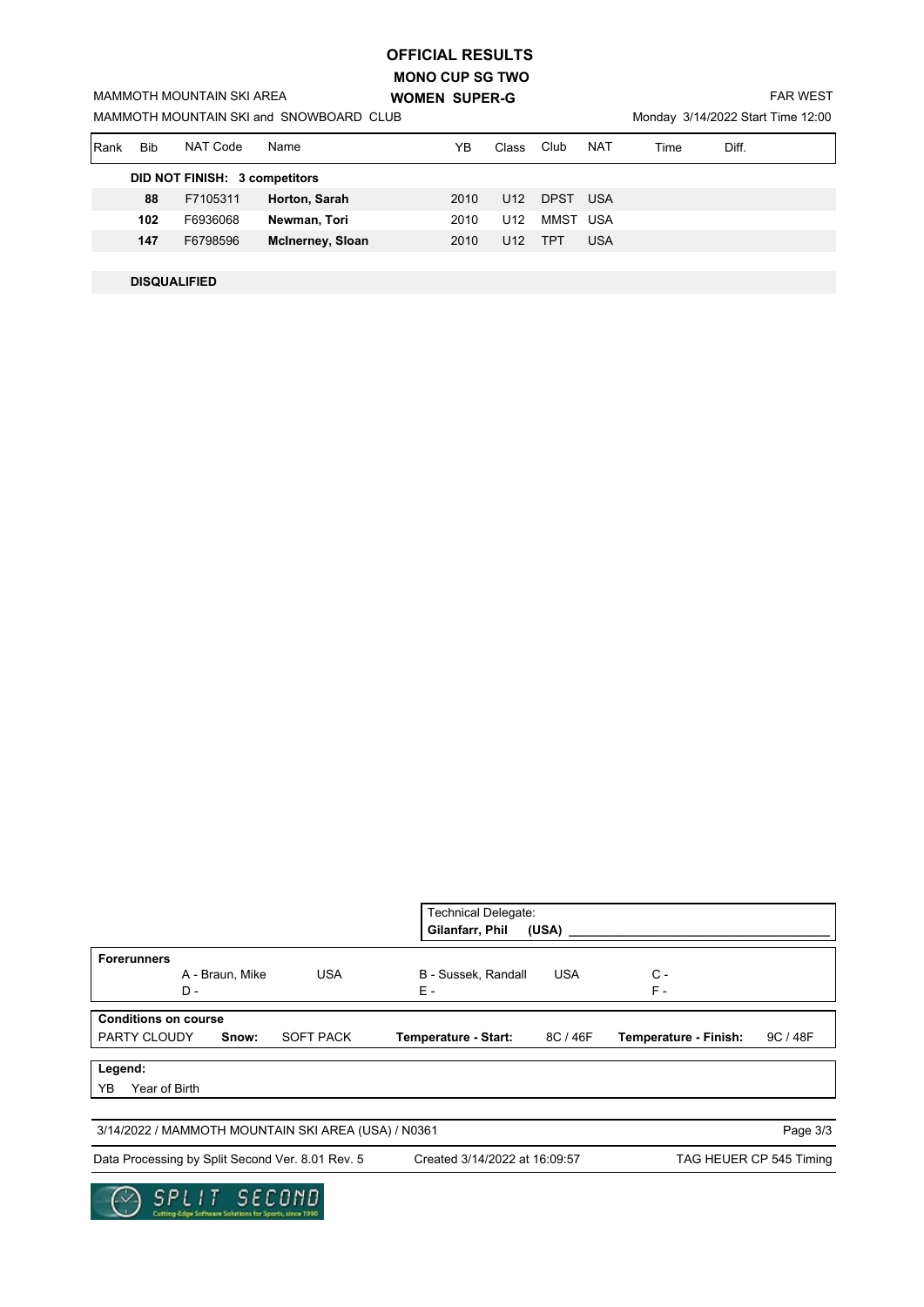# OFFICIAL RESULTS

## MONO CUP SG TWO

## WOMEN SUPER-G

MAMMOTH MOUNTAIN SKI AREA — FAR WEST

MAMMOTH MOUNTAIN SKI and SNOWBOARD CLUB — Monday 3/14/2022 Start Time 12:00

| Rank | Bib | NAT Code | Name | YB | Class | Club | NAT | Time | Diff. |
|---|---|---|---|---|---|---|---|---|---|
| | **DID NOT FINISH: 3 competitors** | | | | | | | | |
| | **88** | F7105311 | **Horton, Sarah** | 2010 | U12 | DPST | USA | | |
| | **102** | F6936068 | **Newman, Tori** | 2010 | U12 | MMST | USA | | |
| | **147** | F6798596 | **McInerney, Sloan** | 2010 | U12 | TPT | USA | | |
| | **DISQUALIFIED** | | | | | | | | |

Technical Delegate:
**Gilanfarr, Phil** **(USA)** ____________________

**Forerunners**

| | | | | | |
|---|---|---|---|---|---|
| A - Braun, Mike | USA | B - Sussek, Randall | USA | C - | |
| D - | | E - | | F - | |

**Conditions on course**

| | | | | | | |
|---|---|---|---|---|---|---|
| PARTY CLOUDY | **Snow:** SOFT PACK | **Temperature - Start:** | 8C / 46F | **Temperature - Finish:** | 9C / 48F | |

**Legend:**

YB Year of Birth

3/14/2022 / MAMMOTH MOUNTAIN SKI AREA (USA) / N0361

Data Processing by Split Second Ver. 8.01 Rev. 5 — Created 3/14/2022 at 16:09:57 — TAG HEUER CP 545 Timing